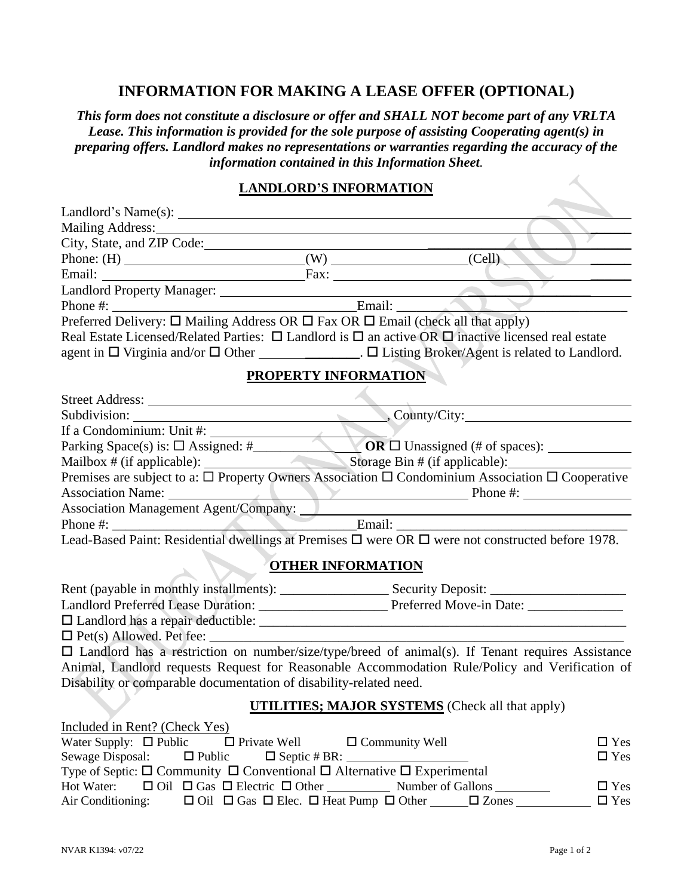# INFORMATION FOR MAKING A LEASE OFFER (OPTIONAL)

***This form does not constitute a disclosure or offer and SHALL NOT become part of any VRLTA Lease. This information is provided for the sole purpose of assisting Cooperating agent(s) in preparing offers. Landlord makes no representations or warranties regarding the accuracy of the information contained in this Information Sheet.***

## LANDLORD'S INFORMATION

Landlord's Name(s): ______________________________

Mailing Address: ______________________________

City, State, and ZIP Code: ______________________________

Phone: (H) ______________ (W) ______________ (Cell) ______________

Email: ______________ Fax: ______________

Landlord Property Manager: ______________________________

Phone #: ______________ Email: ______________

Preferred Delivery: ☐ Mailing Address OR ☐ Fax OR ☐ Email (check all that apply)

Real Estate Licensed/Related Parties: ☐ Landlord is ☐ an active OR ☐ inactive licensed real estate agent in ☐ Virginia and/or ☐ Other ______________. ☐ Listing Broker/Agent is related to Landlord.

## PROPERTY INFORMATION

Street Address: ______________________________

Subdivision: ______________, County/City: ______________

If a Condominium: Unit #: ______________

Parking Space(s) is: ☐ Assigned: # ______________ **OR** ☐ Unassigned (# of spaces): ______________

Mailbox # (if applicable): ______________ Storage Bin # (if applicable): ______________

Premises are subject to a: ☐ Property Owners Association ☐ Condominium Association ☐ Cooperative

Association Name: ______________ Phone #: ______________

Association Management Agent/Company: ______________________________

Phone #: ______________ Email: ______________

Lead-Based Paint: Residential dwellings at Premises ☐ were OR ☐ were not constructed before 1978.

## OTHER INFORMATION

Rent (payable in monthly installments): ______________ Security Deposit: ______________

Landlord Preferred Lease Duration: ______________ Preferred Move-in Date: ______________

☐ Landlord has a repair deductible: ______________________________

☐ Pet(s) Allowed. Pet fee: ______________________________

☐ Landlord has a restriction on number/size/type/breed of animal(s). If Tenant requires Assistance Animal, Landlord requests Request for Reasonable Accommodation Rule/Policy and Verification of Disability or comparable documentation of disability-related need.

## UTILITIES; MAJOR SYSTEMS (Check all that apply)

Included in Rent? (Check Yes)

Water Supply: ☐ Public ☐ Private Well ☐ Community Well ☐ Yes

Sewage Disposal: ☐ Public ☐ Septic # BR: ______________ ☐ Yes

Type of Septic: ☐ Community ☐ Conventional ☐ Alternative ☐ Experimental

Hot Water: ☐ Oil ☐ Gas ☐ Electric ☐ Other ______________ Number of Gallons ______________ ☐ Yes

Air Conditioning: ☐ Oil ☐ Gas ☐ Elec. ☐ Heat Pump ☐ Other ______ ☐ Zones ______________ ☐ Yes

NVAR K1394: v07/22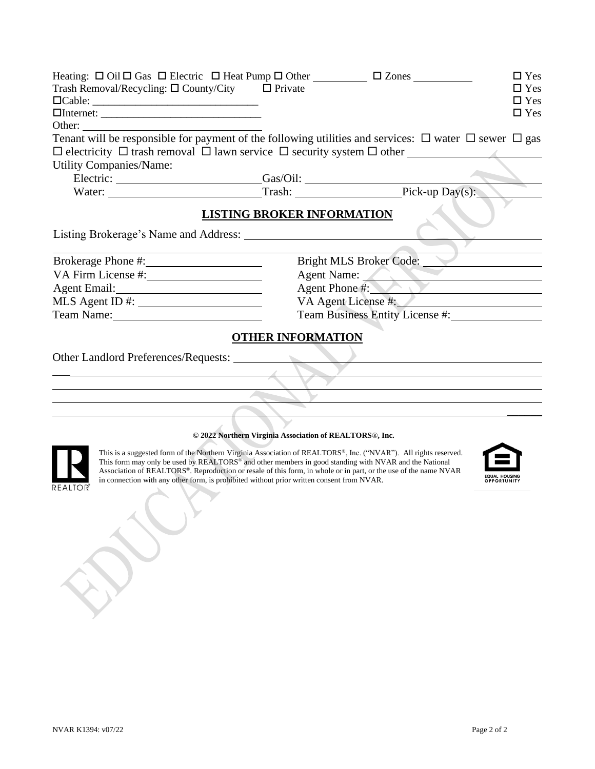Heating: ☐ Oil ☐ Gas ☐ Electric ☐ Heat Pump ☐ Other __________ ☐ Zones __________ ☐ Yes

Trash Removal/Recycling: ☐ County/City ☐ Private ☐ Yes

☐Cable: ______________________________ ☐ Yes

☐Internet: ______________________________ ☐ Yes

Other: ______________________________

Tenant will be responsible for payment of the following utilities and services: ☐ water ☐ sewer ☐ gas ☐ electricity ☐ trash removal ☐ lawn service ☐ security system ☐ other ______________________

Utility Companies/Name:

Electric: ______________________ Gas/Oil: ______________________

Water: ______________________ Trash: ______________ Pick-up Day(s): __________

## LISTING BROKER INFORMATION

Listing Brokerage's Name and Address: ______________________________________________

______________________________________________________________________________

Brokerage Phone #: ____________________ Bright MLS Broker Code: ____________________

VA Firm License #: ____________________ Agent Name: ____________________

Agent Email: ____________________ Agent Phone #: ____________________

MLS Agent ID #: ____________________ VA Agent License #: ____________________

Team Name: ____________________ Team Business Entity License #: ____________________

## OTHER INFORMATION

Other Landlord Preferences/Requests: ______________________________________________

______________________________________________________________________________

______________________________________________________________________________

______________________________________________________________________________

______________________________________________________________________________

**© 2022 Northern Virginia Association of REALTORS®, Inc.**

This is a suggested form of the Northern Virginia Association of REALTORS®, Inc. ("NVAR"). All rights reserved. This form may only be used by REALTORS® and other members in good standing with NVAR and the National Association of REALTORS®. Reproduction or resale of this form, in whole or in part, or the use of the name NVAR in connection with any other form, is prohibited without prior written consent from NVAR.

NVAR K1394: v07/22